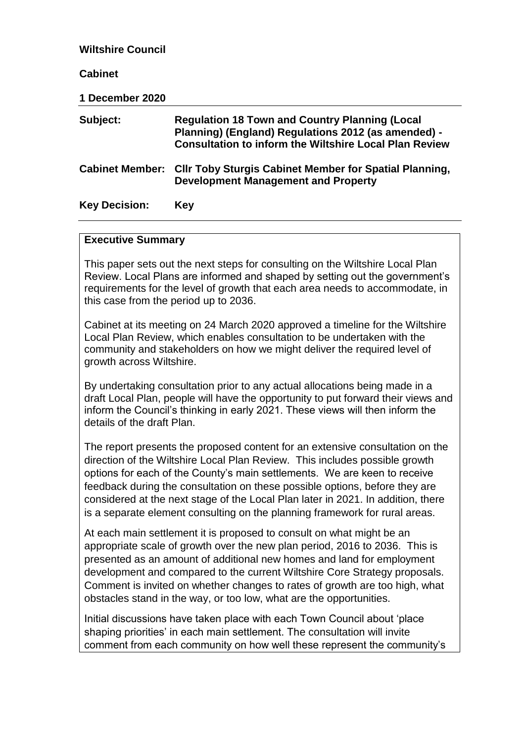**Wiltshire Council**

**Cabinet**

**1 December 2020**

| | |
|---|---|
| **Subject:** | **Regulation 18 Town and Country Planning (Local Planning) (England) Regulations 2012 (as amended) - Consultation to inform the Wiltshire Local Plan Review** |
| **Cabinet Member:** | **Cllr Toby Sturgis Cabinet Member for Spatial Planning, Development Management and Property** |
| **Key Decision:** | **Key** |

**Executive Summary**

This paper sets out the next steps for consulting on the Wiltshire Local Plan Review. Local Plans are informed and shaped by setting out the government's requirements for the level of growth that each area needs to accommodate, in this case from the period up to 2036.

Cabinet at its meeting on 24 March 2020 approved a timeline for the Wiltshire Local Plan Review, which enables consultation to be undertaken with the community and stakeholders on how we might deliver the required level of growth across Wiltshire.

By undertaking consultation prior to any actual allocations being made in a draft Local Plan, people will have the opportunity to put forward their views and inform the Council's thinking in early 2021. These views will then inform the details of the draft Plan.

The report presents the proposed content for an extensive consultation on the direction of the Wiltshire Local Plan Review. This includes possible growth options for each of the County's main settlements. We are keen to receive feedback during the consultation on these possible options, before they are considered at the next stage of the Local Plan later in 2021. In addition, there is a separate element consulting on the planning framework for rural areas.

At each main settlement it is proposed to consult on what might be an appropriate scale of growth over the new plan period, 2016 to 2036. This is presented as an amount of additional new homes and land for employment development and compared to the current Wiltshire Core Strategy proposals. Comment is invited on whether changes to rates of growth are too high, what obstacles stand in the way, or too low, what are the opportunities.

Initial discussions have taken place with each Town Council about 'place shaping priorities' in each main settlement. The consultation will invite comment from each community on how well these represent the community's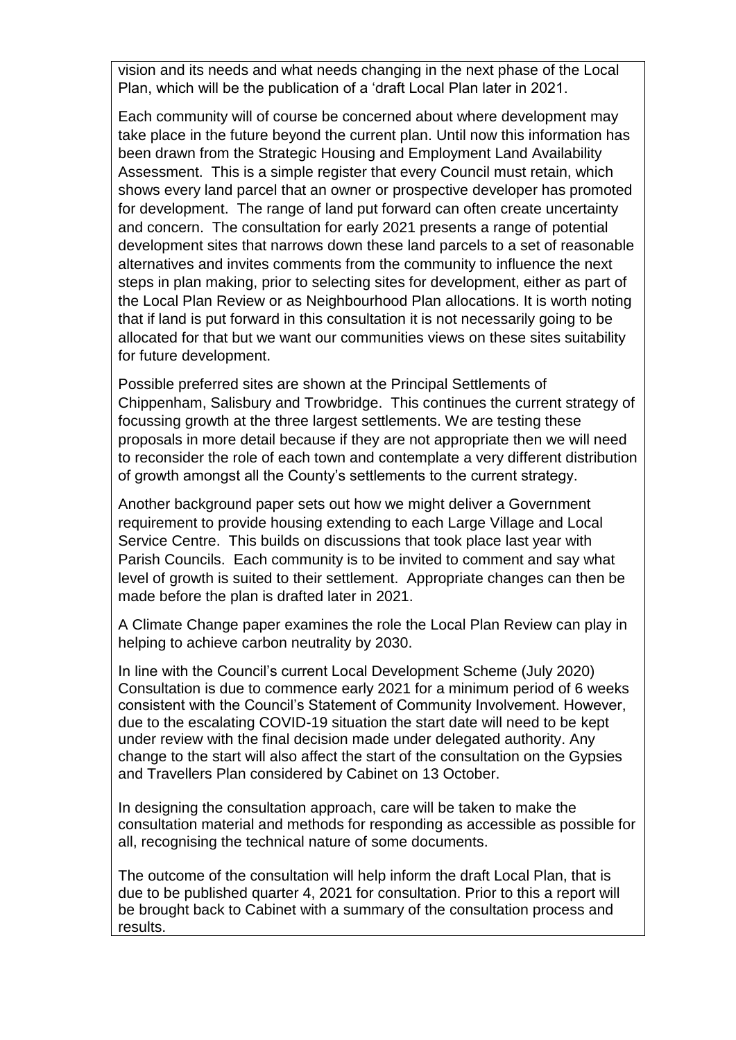vision and its needs and what needs changing in the next phase of the Local Plan, which will be the publication of a 'draft Local Plan later in 2021.

Each community will of course be concerned about where development may take place in the future beyond the current plan. Until now this information has been drawn from the Strategic Housing and Employment Land Availability Assessment. This is a simple register that every Council must retain, which shows every land parcel that an owner or prospective developer has promoted for development. The range of land put forward can often create uncertainty and concern. The consultation for early 2021 presents a range of potential development sites that narrows down these land parcels to a set of reasonable alternatives and invites comments from the community to influence the next steps in plan making, prior to selecting sites for development, either as part of the Local Plan Review or as Neighbourhood Plan allocations. It is worth noting that if land is put forward in this consultation it is not necessarily going to be allocated for that but we want our communities views on these sites suitability for future development.

Possible preferred sites are shown at the Principal Settlements of Chippenham, Salisbury and Trowbridge. This continues the current strategy of focussing growth at the three largest settlements. We are testing these proposals in more detail because if they are not appropriate then we will need to reconsider the role of each town and contemplate a very different distribution of growth amongst all the County's settlements to the current strategy.

Another background paper sets out how we might deliver a Government requirement to provide housing extending to each Large Village and Local Service Centre. This builds on discussions that took place last year with Parish Councils. Each community is to be invited to comment and say what level of growth is suited to their settlement. Appropriate changes can then be made before the plan is drafted later in 2021.

A Climate Change paper examines the role the Local Plan Review can play in helping to achieve carbon neutrality by 2030.

In line with the Council's current Local Development Scheme (July 2020) Consultation is due to commence early 2021 for a minimum period of 6 weeks consistent with the Council's Statement of Community Involvement. However, due to the escalating COVID-19 situation the start date will need to be kept under review with the final decision made under delegated authority. Any change to the start will also affect the start of the consultation on the Gypsies and Travellers Plan considered by Cabinet on 13 October.

In designing the consultation approach, care will be taken to make the consultation material and methods for responding as accessible as possible for all, recognising the technical nature of some documents.

The outcome of the consultation will help inform the draft Local Plan, that is due to be published quarter 4, 2021 for consultation. Prior to this a report will be brought back to Cabinet with a summary of the consultation process and results.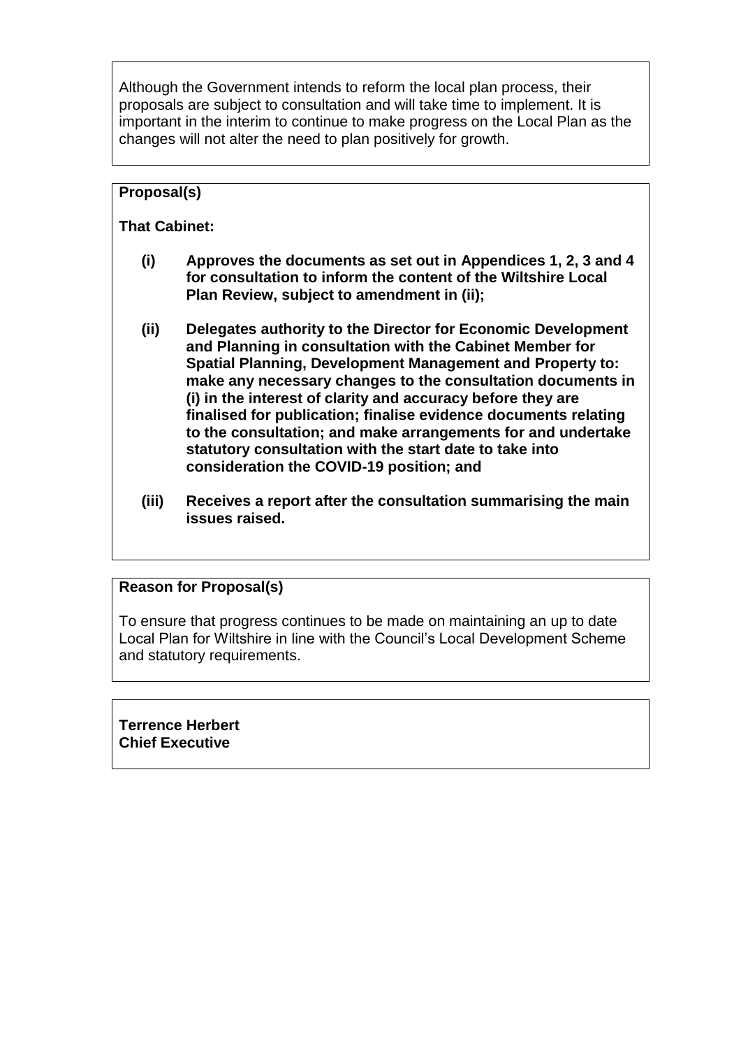Although the Government intends to reform the local plan process, their proposals are subject to consultation and will take time to implement. It is important in the interim to continue to make progress on the Local Plan as the changes will not alter the need to plan positively for growth.

**Proposal(s)**

**That Cabinet:**

**(i) Approves the documents as set out in Appendices 1, 2, 3 and 4 for consultation to inform the content of the Wiltshire Local Plan Review, subject to amendment in (ii);**

**(ii) Delegates authority to the Director for Economic Development and Planning in consultation with the Cabinet Member for Spatial Planning, Development Management and Property to: make any necessary changes to the consultation documents in (i) in the interest of clarity and accuracy before they are finalised for publication; finalise evidence documents relating to the consultation; and make arrangements for and undertake statutory consultation with the start date to take into consideration the COVID-19 position; and**

**(iii) Receives a report after the consultation summarising the main issues raised.**

**Reason for Proposal(s)**

To ensure that progress continues to be made on maintaining an up to date Local Plan for Wiltshire in line with the Council's Local Development Scheme and statutory requirements.

**Terrence Herbert**
**Chief Executive**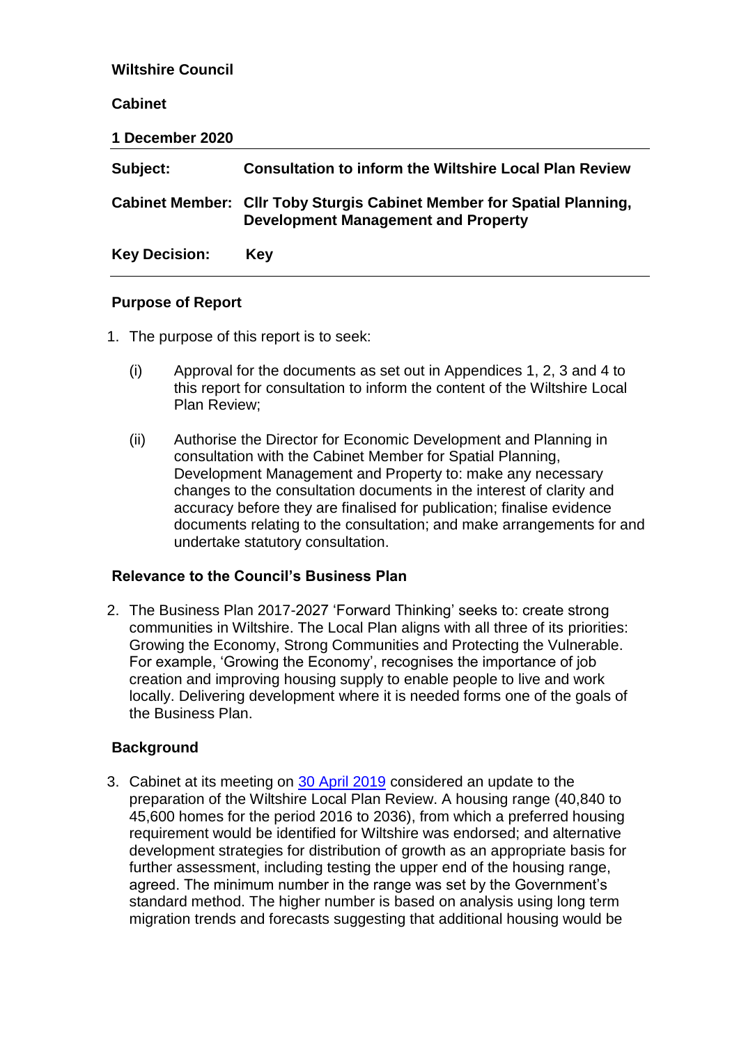**Wiltshire Council**

**Cabinet**

**1 December 2020**

| | |
|---|---|
| **Subject:** | **Consultation to inform the Wiltshire Local Plan Review** |
| **Cabinet Member:** | **Cllr Toby Sturgis Cabinet Member for Spatial Planning, Development Management and Property** |
| **Key Decision:** | **Key** |

## Purpose of Report

1. The purpose of this report is to seek:

   (i) Approval for the documents as set out in Appendices 1, 2, 3 and 4 to this report for consultation to inform the content of the Wiltshire Local Plan Review;

   (ii) Authorise the Director for Economic Development and Planning in consultation with the Cabinet Member for Spatial Planning, Development Management and Property to: make any necessary changes to the consultation documents in the interest of clarity and accuracy before they are finalised for publication; finalise evidence documents relating to the consultation; and make arrangements for and undertake statutory consultation.

## Relevance to the Council's Business Plan

2. The Business Plan 2017-2027 'Forward Thinking' seeks to: create strong communities in Wiltshire. The Local Plan aligns with all three of its priorities: Growing the Economy, Strong Communities and Protecting the Vulnerable. For example, 'Growing the Economy', recognises the importance of job creation and improving housing supply to enable people to live and work locally. Delivering development where it is needed forms one of the goals of the Business Plan.

## Background

3. Cabinet at its meeting on 30 April 2019 considered an update to the preparation of the Wiltshire Local Plan Review. A housing range (40,840 to 45,600 homes for the period 2016 to 2036), from which a preferred housing requirement would be identified for Wiltshire was endorsed; and alternative development strategies for distribution of growth as an appropriate basis for further assessment, including testing the upper end of the housing range, agreed. The minimum number in the range was set by the Government's standard method. The higher number is based on analysis using long term migration trends and forecasts suggesting that additional housing would be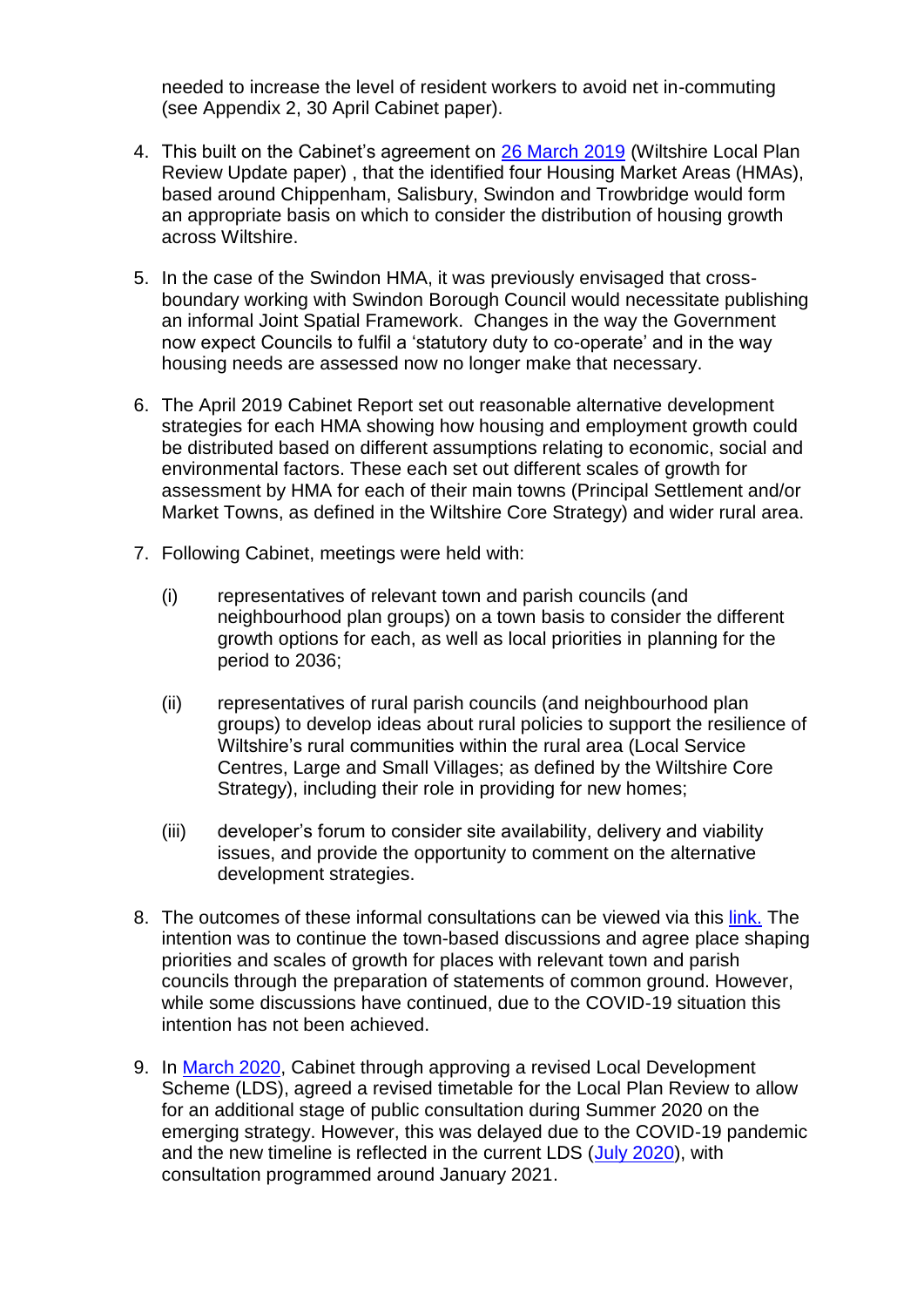needed to increase the level of resident workers to avoid net in-commuting (see Appendix 2, 30 April Cabinet paper).

4. This built on the Cabinet's agreement on 26 March 2019 (Wiltshire Local Plan Review Update paper) , that the identified four Housing Market Areas (HMAs), based around Chippenham, Salisbury, Swindon and Trowbridge would form an appropriate basis on which to consider the distribution of housing growth across Wiltshire.

5. In the case of the Swindon HMA, it was previously envisaged that cross-boundary working with Swindon Borough Council would necessitate publishing an informal Joint Spatial Framework. Changes in the way the Government now expect Councils to fulfil a 'statutory duty to co-operate' and in the way housing needs are assessed now no longer make that necessary.

6. The April 2019 Cabinet Report set out reasonable alternative development strategies for each HMA showing how housing and employment growth could be distributed based on different assumptions relating to economic, social and environmental factors. These each set out different scales of growth for assessment by HMA for each of their main towns (Principal Settlement and/or Market Towns, as defined in the Wiltshire Core Strategy) and wider rural area.

7. Following Cabinet, meetings were held with:

    (i) representatives of relevant town and parish councils (and neighbourhood plan groups) on a town basis to consider the different growth options for each, as well as local priorities in planning for the period to 2036;

    (ii) representatives of rural parish councils (and neighbourhood plan groups) to develop ideas about rural policies to support the resilience of Wiltshire's rural communities within the rural area (Local Service Centres, Large and Small Villages; as defined by the Wiltshire Core Strategy), including their role in providing for new homes;

    (iii) developer's forum to consider site availability, delivery and viability issues, and provide the opportunity to comment on the alternative development strategies.

8. The outcomes of these informal consultations can be viewed via this link. The intention was to continue the town-based discussions and agree place shaping priorities and scales of growth for places with relevant town and parish councils through the preparation of statements of common ground. However, while some discussions have continued, due to the COVID-19 situation this intention has not been achieved.

9. In March 2020, Cabinet through approving a revised Local Development Scheme (LDS), agreed a revised timetable for the Local Plan Review to allow for an additional stage of public consultation during Summer 2020 on the emerging strategy. However, this was delayed due to the COVID-19 pandemic and the new timeline is reflected in the current LDS (July 2020), with consultation programmed around January 2021.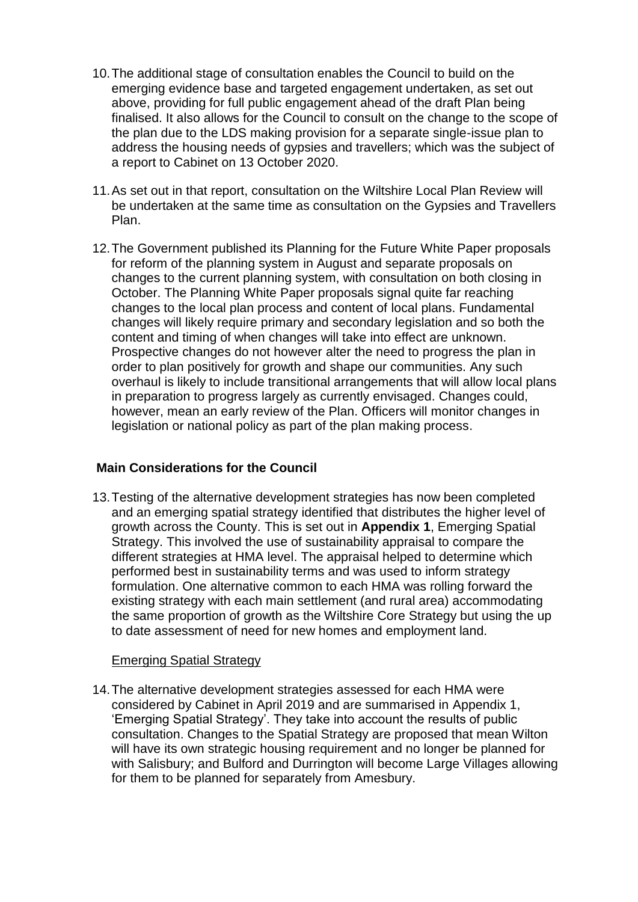10. The additional stage of consultation enables the Council to build on the emerging evidence base and targeted engagement undertaken, as set out above, providing for full public engagement ahead of the draft Plan being finalised. It also allows for the Council to consult on the change to the scope of the plan due to the LDS making provision for a separate single-issue plan to address the housing needs of gypsies and travellers; which was the subject of a report to Cabinet on 13 October 2020.

11. As set out in that report, consultation on the Wiltshire Local Plan Review will be undertaken at the same time as consultation on the Gypsies and Travellers Plan.

12. The Government published its Planning for the Future White Paper proposals for reform of the planning system in August and separate proposals on changes to the current planning system, with consultation on both closing in October. The Planning White Paper proposals signal quite far reaching changes to the local plan process and content of local plans. Fundamental changes will likely require primary and secondary legislation and so both the content and timing of when changes will take into effect are unknown. Prospective changes do not however alter the need to progress the plan in order to plan positively for growth and shape our communities. Any such overhaul is likely to include transitional arrangements that will allow local plans in preparation to progress largely as currently envisaged. Changes could, however, mean an early review of the Plan. Officers will monitor changes in legislation or national policy as part of the plan making process.

## Main Considerations for the Council

13. Testing of the alternative development strategies has now been completed and an emerging spatial strategy identified that distributes the higher level of growth across the County. This is set out in **Appendix 1**, Emerging Spatial Strategy. This involved the use of sustainability appraisal to compare the different strategies at HMA level. The appraisal helped to determine which performed best in sustainability terms and was used to inform strategy formulation. One alternative common to each HMA was rolling forward the existing strategy with each main settlement (and rural area) accommodating the same proportion of growth as the Wiltshire Core Strategy but using the up to date assessment of need for new homes and employment land.

### Emerging Spatial Strategy

14. The alternative development strategies assessed for each HMA were considered by Cabinet in April 2019 and are summarised in Appendix 1, 'Emerging Spatial Strategy'. They take into account the results of public consultation. Changes to the Spatial Strategy are proposed that mean Wilton will have its own strategic housing requirement and no longer be planned for with Salisbury; and Bulford and Durrington will become Large Villages allowing for them to be planned for separately from Amesbury.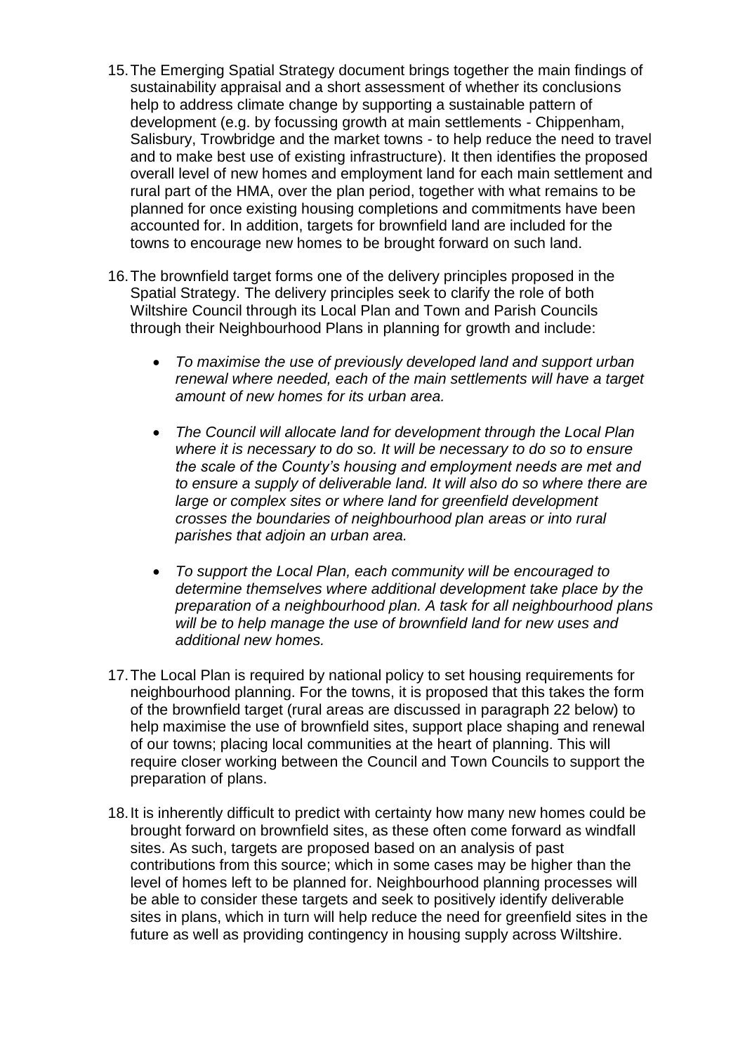15. The Emerging Spatial Strategy document brings together the main findings of sustainability appraisal and a short assessment of whether its conclusions help to address climate change by supporting a sustainable pattern of development (e.g. by focussing growth at main settlements - Chippenham, Salisbury, Trowbridge and the market towns - to help reduce the need to travel and to make best use of existing infrastructure). It then identifies the proposed overall level of new homes and employment land for each main settlement and rural part of the HMA, over the plan period, together with what remains to be planned for once existing housing completions and commitments have been accounted for. In addition, targets for brownfield land are included for the towns to encourage new homes to be brought forward on such land.

16. The brownfield target forms one of the delivery principles proposed in the Spatial Strategy. The delivery principles seek to clarify the role of both Wiltshire Council through its Local Plan and Town and Parish Councils through their Neighbourhood Plans in planning for growth and include:

    - *To maximise the use of previously developed land and support urban renewal where needed, each of the main settlements will have a target amount of new homes for its urban area.*
    - *The Council will allocate land for development through the Local Plan where it is necessary to do so. It will be necessary to do so to ensure the scale of the County's housing and employment needs are met and to ensure a supply of deliverable land. It will also do so where there are large or complex sites or where land for greenfield development crosses the boundaries of neighbourhood plan areas or into rural parishes that adjoin an urban area.*
    - *To support the Local Plan, each community will be encouraged to determine themselves where additional development take place by the preparation of a neighbourhood plan. A task for all neighbourhood plans will be to help manage the use of brownfield land for new uses and additional new homes.*

17. The Local Plan is required by national policy to set housing requirements for neighbourhood planning. For the towns, it is proposed that this takes the form of the brownfield target (rural areas are discussed in paragraph 22 below) to help maximise the use of brownfield sites, support place shaping and renewal of our towns; placing local communities at the heart of planning. This will require closer working between the Council and Town Councils to support the preparation of plans.

18. It is inherently difficult to predict with certainty how many new homes could be brought forward on brownfield sites, as these often come forward as windfall sites. As such, targets are proposed based on an analysis of past contributions from this source; which in some cases may be higher than the level of homes left to be planned for. Neighbourhood planning processes will be able to consider these targets and seek to positively identify deliverable sites in plans, which in turn will help reduce the need for greenfield sites in the future as well as providing contingency in housing supply across Wiltshire.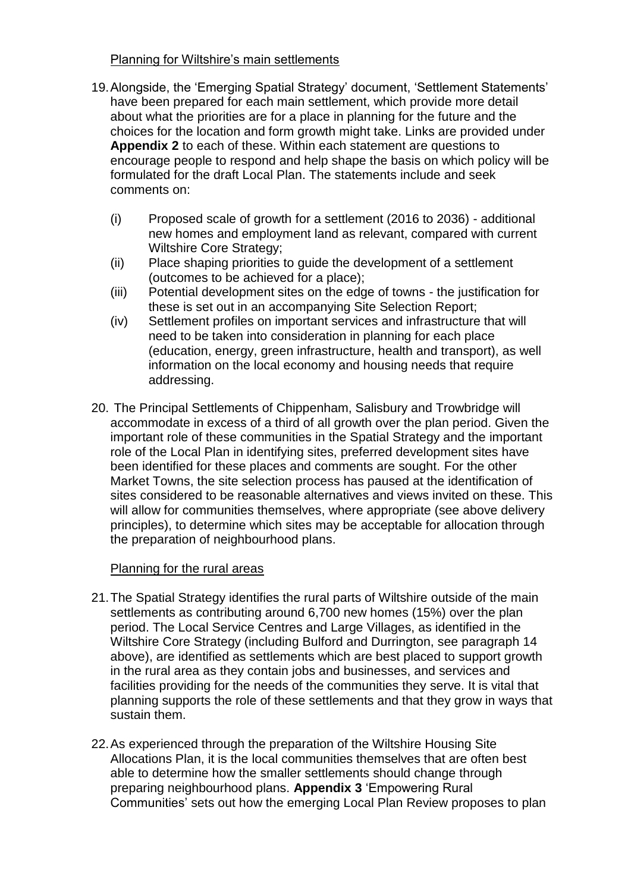Planning for Wiltshire's main settlements

19. Alongside, the 'Emerging Spatial Strategy' document, 'Settlement Statements' have been prepared for each main settlement, which provide more detail about what the priorities are for a place in planning for the future and the choices for the location and form growth might take. Links are provided under **Appendix 2** to each of these. Within each statement are questions to encourage people to respond and help shape the basis on which policy will be formulated for the draft Local Plan. The statements include and seek comments on:

    (i) Proposed scale of growth for a settlement (2016 to 2036) - additional new homes and employment land as relevant, compared with current Wiltshire Core Strategy;
    (ii) Place shaping priorities to guide the development of a settlement (outcomes to be achieved for a place);
    (iii) Potential development sites on the edge of towns - the justification for these is set out in an accompanying Site Selection Report;
    (iv) Settlement profiles on important services and infrastructure that will need to be taken into consideration in planning for each place (education, energy, green infrastructure, health and transport), as well information on the local economy and housing needs that require addressing.

20. The Principal Settlements of Chippenham, Salisbury and Trowbridge will accommodate in excess of a third of all growth over the plan period. Given the important role of these communities in the Spatial Strategy and the important role of the Local Plan in identifying sites, preferred development sites have been identified for these places and comments are sought. For the other Market Towns, the site selection process has paused at the identification of sites considered to be reasonable alternatives and views invited on these. This will allow for communities themselves, where appropriate (see above delivery principles), to determine which sites may be acceptable for allocation through the preparation of neighbourhood plans.

Planning for the rural areas

21. The Spatial Strategy identifies the rural parts of Wiltshire outside of the main settlements as contributing around 6,700 new homes (15%) over the plan period. The Local Service Centres and Large Villages, as identified in the Wiltshire Core Strategy (including Bulford and Durrington, see paragraph 14 above), are identified as settlements which are best placed to support growth in the rural area as they contain jobs and businesses, and services and facilities providing for the needs of the communities they serve. It is vital that planning supports the role of these settlements and that they grow in ways that sustain them.

22. As experienced through the preparation of the Wiltshire Housing Site Allocations Plan, it is the local communities themselves that are often best able to determine how the smaller settlements should change through preparing neighbourhood plans. **Appendix 3** 'Empowering Rural Communities' sets out how the emerging Local Plan Review proposes to plan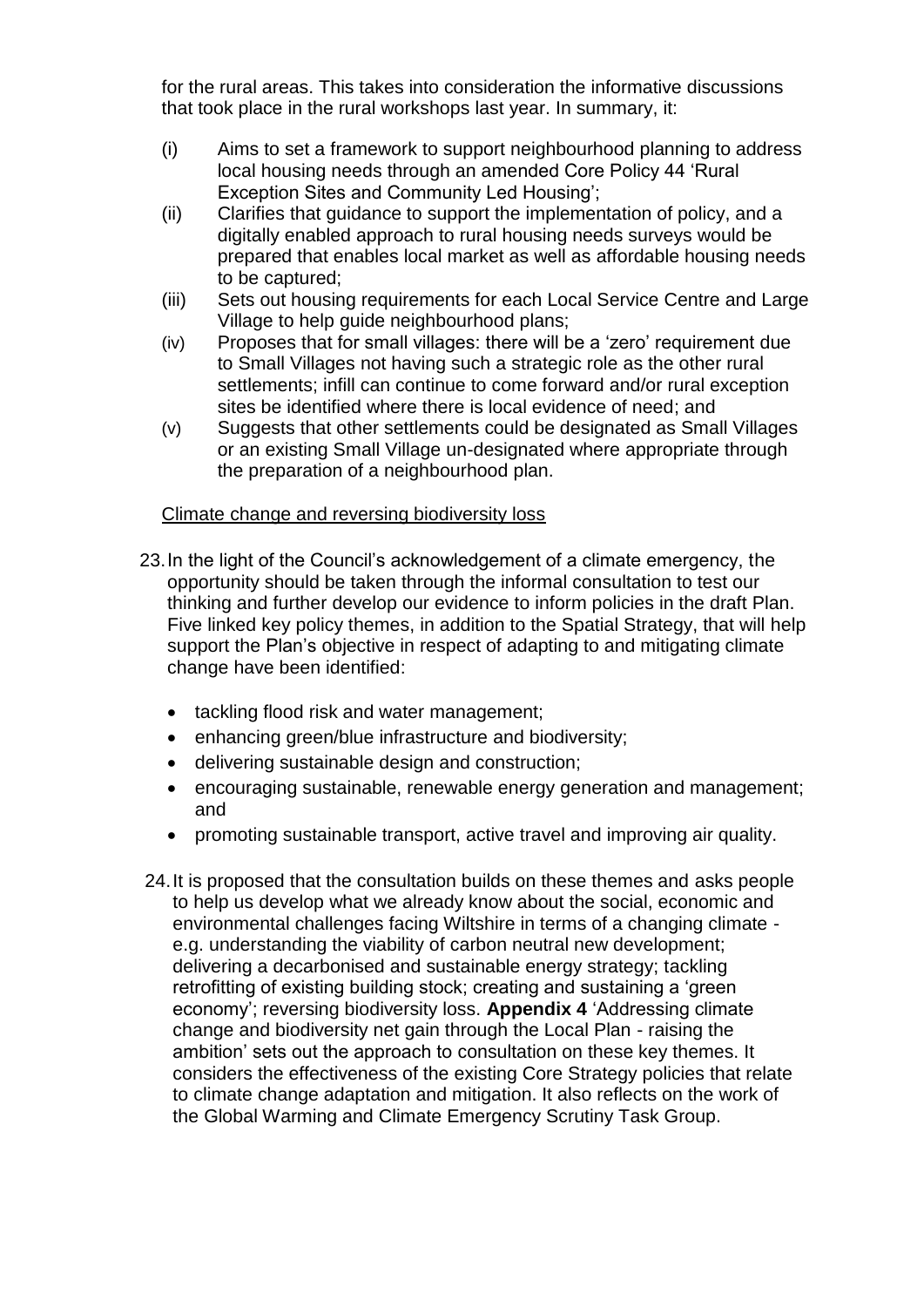for the rural areas. This takes into consideration the informative discussions that took place in the rural workshops last year. In summary, it:

(i) Aims to set a framework to support neighbourhood planning to address local housing needs through an amended Core Policy 44 'Rural Exception Sites and Community Led Housing';

(ii) Clarifies that guidance to support the implementation of policy, and a digitally enabled approach to rural housing needs surveys would be prepared that enables local market as well as affordable housing needs to be captured;

(iii) Sets out housing requirements for each Local Service Centre and Large Village to help guide neighbourhood plans;

(iv) Proposes that for small villages: there will be a 'zero' requirement due to Small Villages not having such a strategic role as the other rural settlements; infill can continue to come forward and/or rural exception sites be identified where there is local evidence of need; and

(v) Suggests that other settlements could be designated as Small Villages or an existing Small Village un-designated where appropriate through the preparation of a neighbourhood plan.

<u>Climate change and reversing biodiversity loss</u>

23. In the light of the Council's acknowledgement of a climate emergency, the opportunity should be taken through the informal consultation to test our thinking and further develop our evidence to inform policies in the draft Plan. Five linked key policy themes, in addition to the Spatial Strategy, that will help support the Plan's objective in respect of adapting to and mitigating climate change have been identified:

- tackling flood risk and water management;
- enhancing green/blue infrastructure and biodiversity;
- delivering sustainable design and construction;
- encouraging sustainable, renewable energy generation and management; and
- promoting sustainable transport, active travel and improving air quality.

24. It is proposed that the consultation builds on these themes and asks people to help us develop what we already know about the social, economic and environmental challenges facing Wiltshire in terms of a changing climate - e.g. understanding the viability of carbon neutral new development; delivering a decarbonised and sustainable energy strategy; tackling retrofitting of existing building stock; creating and sustaining a 'green economy'; reversing biodiversity loss. **Appendix 4** 'Addressing climate change and biodiversity net gain through the Local Plan - raising the ambition' sets out the approach to consultation on these key themes. It considers the effectiveness of the existing Core Strategy policies that relate to climate change adaptation and mitigation. It also reflects on the work of the Global Warming and Climate Emergency Scrutiny Task Group.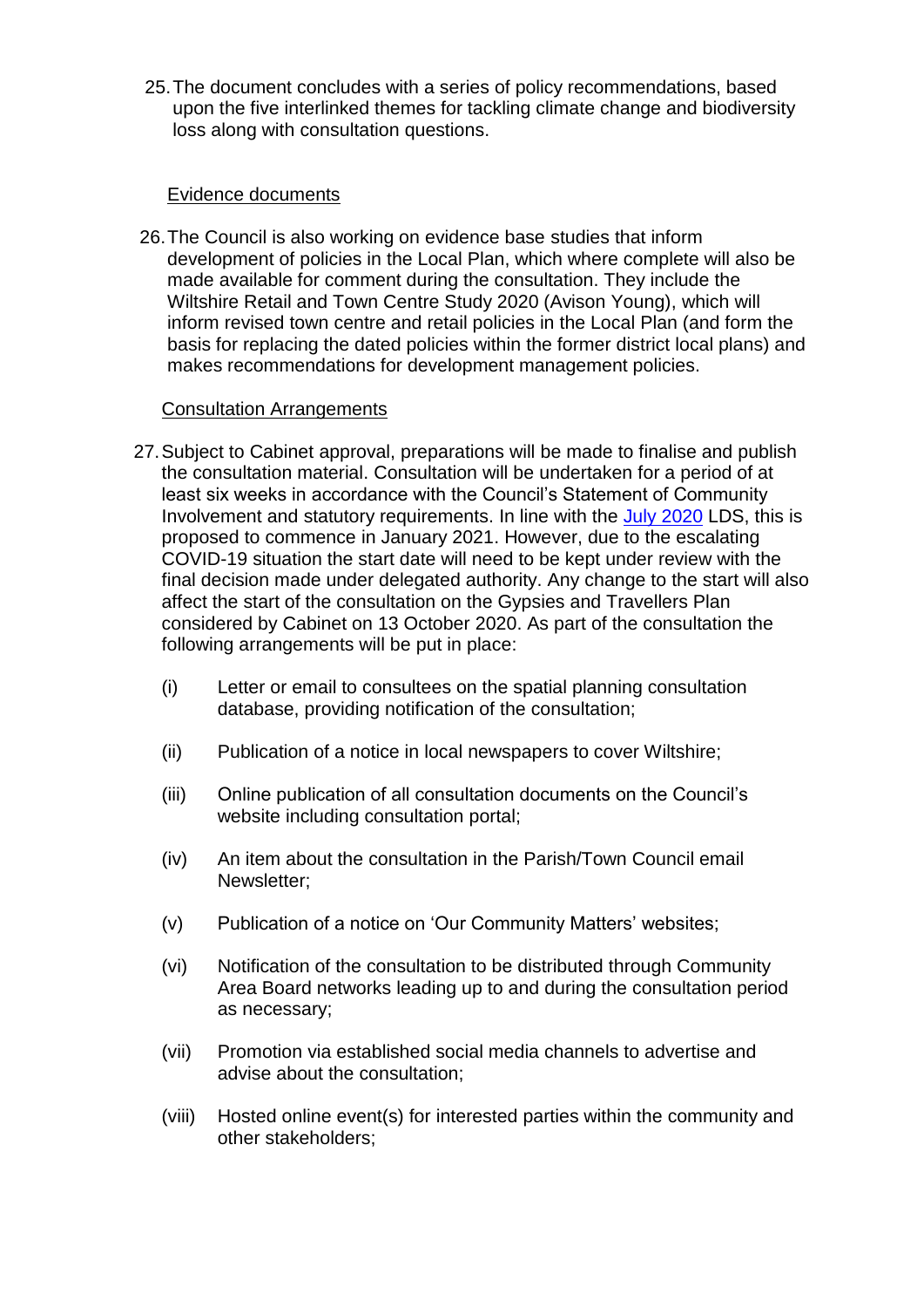25. The document concludes with a series of policy recommendations, based upon the five interlinked themes for tackling climate change and biodiversity loss along with consultation questions.

<u>Evidence documents</u>

26. The Council is also working on evidence base studies that inform development of policies in the Local Plan, which where complete will also be made available for comment during the consultation. They include the Wiltshire Retail and Town Centre Study 2020 (Avison Young), which will inform revised town centre and retail policies in the Local Plan (and form the basis for replacing the dated policies within the former district local plans) and makes recommendations for development management policies.

<u>Consultation Arrangements</u>

27. Subject to Cabinet approval, preparations will be made to finalise and publish the consultation material. Consultation will be undertaken for a period of at least six weeks in accordance with the Council's Statement of Community Involvement and statutory requirements. In line with the July 2020 LDS, this is proposed to commence in January 2021. However, due to the escalating COVID-19 situation the start date will need to be kept under review with the final decision made under delegated authority. Any change to the start will also affect the start of the consultation on the Gypsies and Travellers Plan considered by Cabinet on 13 October 2020. As part of the consultation the following arrangements will be put in place:

   (i) Letter or email to consultees on the spatial planning consultation database, providing notification of the consultation;

   (ii) Publication of a notice in local newspapers to cover Wiltshire;

   (iii) Online publication of all consultation documents on the Council's website including consultation portal;

   (iv) An item about the consultation in the Parish/Town Council email Newsletter;

   (v) Publication of a notice on 'Our Community Matters' websites;

   (vi) Notification of the consultation to be distributed through Community Area Board networks leading up to and during the consultation period as necessary;

   (vii) Promotion via established social media channels to advertise and advise about the consultation;

   (viii) Hosted online event(s) for interested parties within the community and other stakeholders;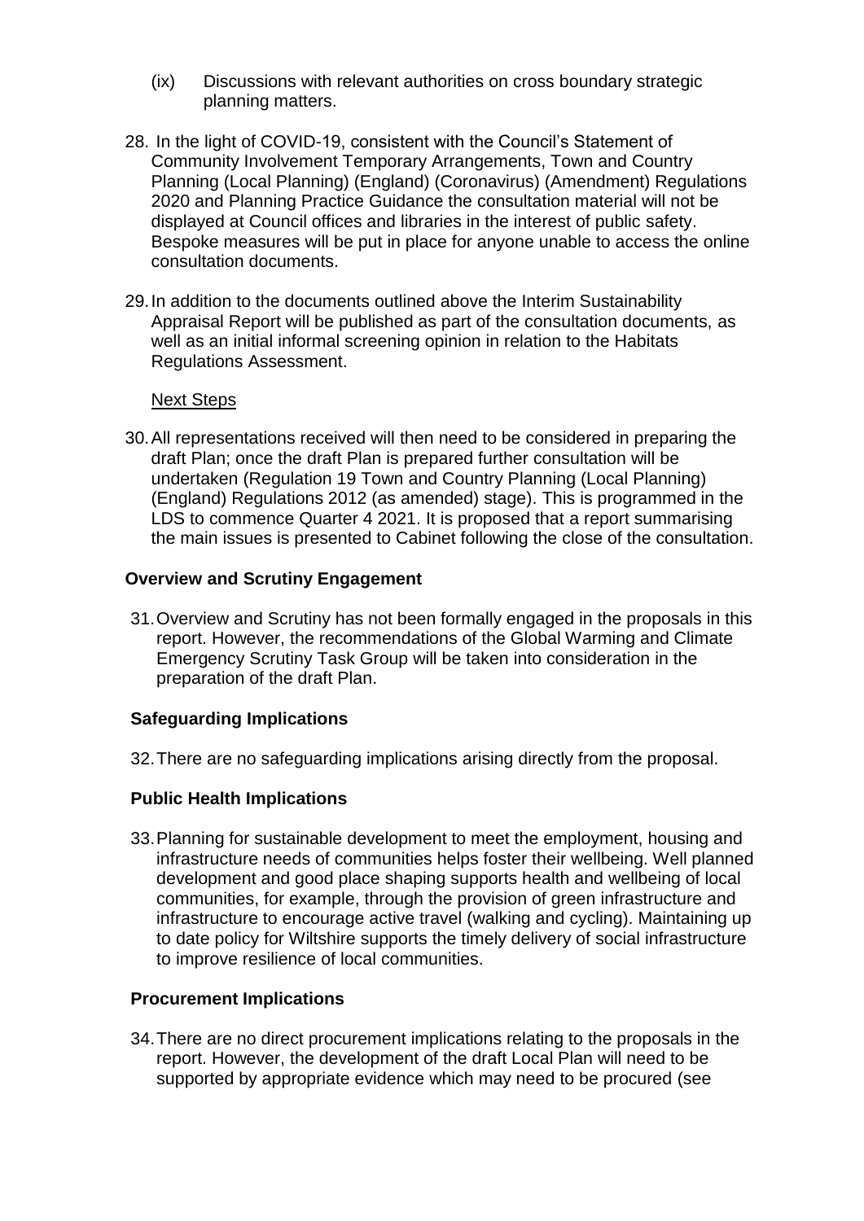(ix) Discussions with relevant authorities on cross boundary strategic planning matters.

28. In the light of COVID-19, consistent with the Council's Statement of Community Involvement Temporary Arrangements, Town and Country Planning (Local Planning) (England) (Coronavirus) (Amendment) Regulations 2020 and Planning Practice Guidance the consultation material will not be displayed at Council offices and libraries in the interest of public safety. Bespoke measures will be put in place for anyone unable to access the online consultation documents.

29. In addition to the documents outlined above the Interim Sustainability Appraisal Report will be published as part of the consultation documents, as well as an initial informal screening opinion in relation to the Habitats Regulations Assessment.

<u>Next Steps</u>

30. All representations received will then need to be considered in preparing the draft Plan; once the draft Plan is prepared further consultation will be undertaken (Regulation 19 Town and Country Planning (Local Planning) (England) Regulations 2012 (as amended) stage). This is programmed in the LDS to commence Quarter 4 2021. It is proposed that a report summarising the main issues is presented to Cabinet following the close of the consultation.

**Overview and Scrutiny Engagement**

31. Overview and Scrutiny has not been formally engaged in the proposals in this report. However, the recommendations of the Global Warming and Climate Emergency Scrutiny Task Group will be taken into consideration in the preparation of the draft Plan.

**Safeguarding Implications**

32. There are no safeguarding implications arising directly from the proposal.

**Public Health Implications**

33. Planning for sustainable development to meet the employment, housing and infrastructure needs of communities helps foster their wellbeing. Well planned development and good place shaping supports health and wellbeing of local communities, for example, through the provision of green infrastructure and infrastructure to encourage active travel (walking and cycling). Maintaining up to date policy for Wiltshire supports the timely delivery of social infrastructure to improve resilience of local communities.

**Procurement Implications**

34. There are no direct procurement implications relating to the proposals in the report. However, the development of the draft Local Plan will need to be supported by appropriate evidence which may need to be procured (see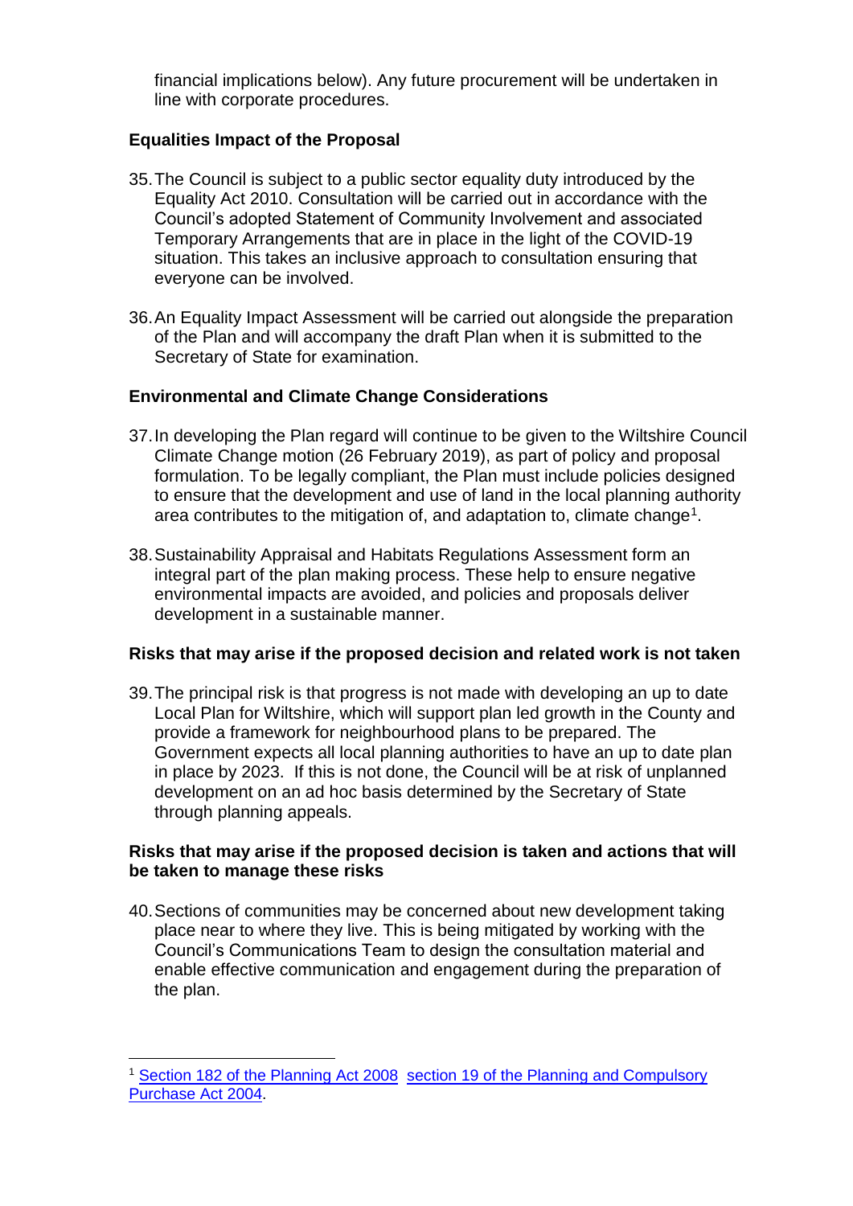financial implications below). Any future procurement will be undertaken in line with corporate procedures.

**Equalities Impact of the Proposal**

35. The Council is subject to a public sector equality duty introduced by the Equality Act 2010. Consultation will be carried out in accordance with the Council's adopted Statement of Community Involvement and associated Temporary Arrangements that are in place in the light of the COVID-19 situation. This takes an inclusive approach to consultation ensuring that everyone can be involved.

36. An Equality Impact Assessment will be carried out alongside the preparation of the Plan and will accompany the draft Plan when it is submitted to the Secretary of State for examination.

**Environmental and Climate Change Considerations**

37. In developing the Plan regard will continue to be given to the Wiltshire Council Climate Change motion (26 February 2019), as part of policy and proposal formulation. To be legally compliant, the Plan must include policies designed to ensure that the development and use of land in the local planning authority area contributes to the mitigation of, and adaptation to, climate change[1].

38. Sustainability Appraisal and Habitats Regulations Assessment form an integral part of the plan making process. These help to ensure negative environmental impacts are avoided, and policies and proposals deliver development in a sustainable manner.

**Risks that may arise if the proposed decision and related work is not taken**

39. The principal risk is that progress is not made with developing an up to date Local Plan for Wiltshire, which will support plan led growth in the County and provide a framework for neighbourhood plans to be prepared. The Government expects all local planning authorities to have an up to date plan in place by 2023. If this is not done, the Council will be at risk of unplanned development on an ad hoc basis determined by the Secretary of State through planning appeals.

**Risks that may arise if the proposed decision is taken and actions that will be taken to manage these risks**

40. Sections of communities may be concerned about new development taking place near to where they live. This is being mitigated by working with the Council's Communications Team to design the consultation material and enable effective communication and engagement during the preparation of the plan.

---

[1] Section 182 of the Planning Act 2008 section 19 of the Planning and Compulsory Purchase Act 2004.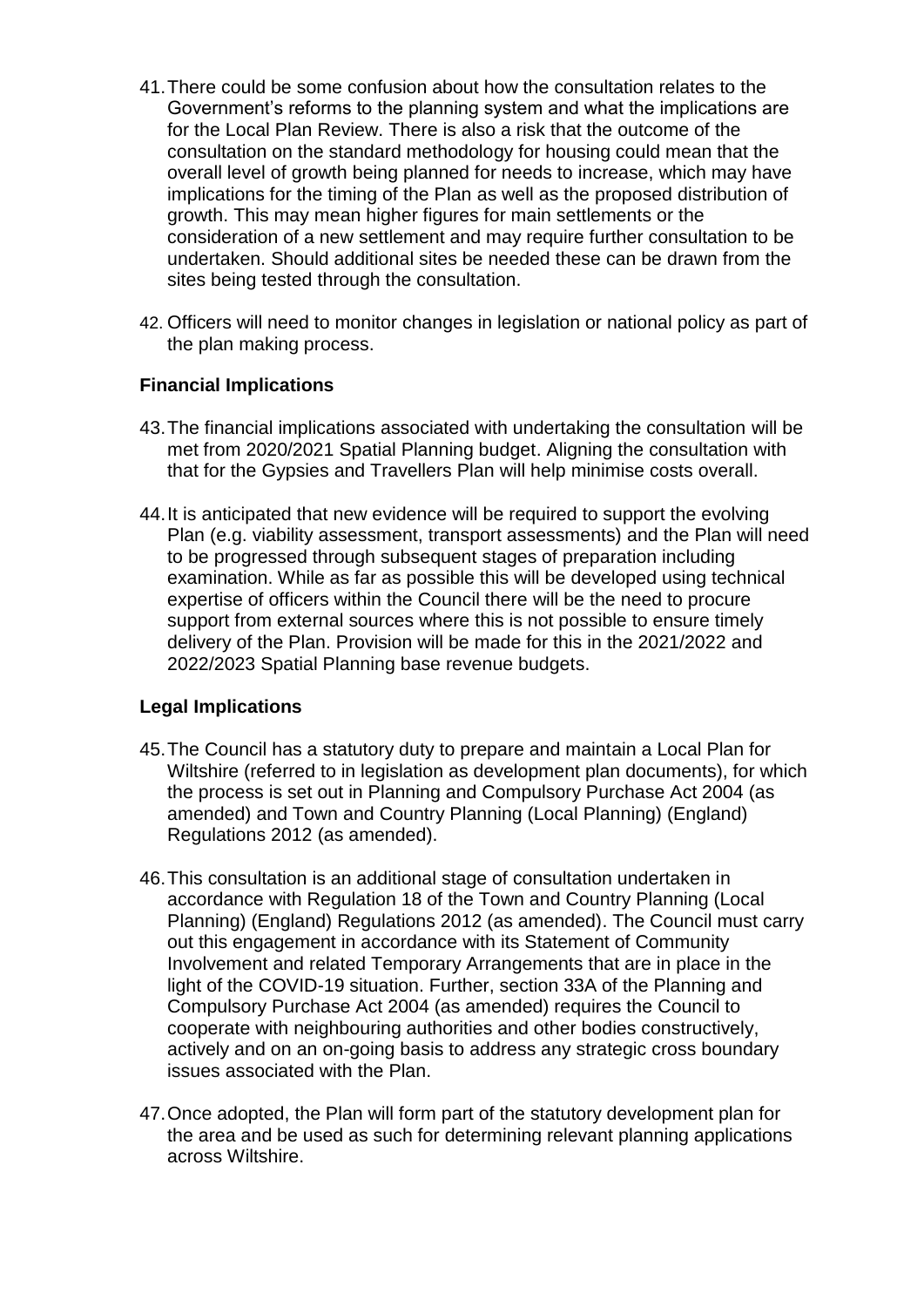41. There could be some confusion about how the consultation relates to the Government's reforms to the planning system and what the implications are for the Local Plan Review. There is also a risk that the outcome of the consultation on the standard methodology for housing could mean that the overall level of growth being planned for needs to increase, which may have implications for the timing of the Plan as well as the proposed distribution of growth. This may mean higher figures for main settlements or the consideration of a new settlement and may require further consultation to be undertaken. Should additional sites be needed these can be drawn from the sites being tested through the consultation.

42. Officers will need to monitor changes in legislation or national policy as part of the plan making process.

**Financial Implications**

43. The financial implications associated with undertaking the consultation will be met from 2020/2021 Spatial Planning budget. Aligning the consultation with that for the Gypsies and Travellers Plan will help minimise costs overall.

44. It is anticipated that new evidence will be required to support the evolving Plan (e.g. viability assessment, transport assessments) and the Plan will need to be progressed through subsequent stages of preparation including examination. While as far as possible this will be developed using technical expertise of officers within the Council there will be the need to procure support from external sources where this is not possible to ensure timely delivery of the Plan. Provision will be made for this in the 2021/2022 and 2022/2023 Spatial Planning base revenue budgets.

**Legal Implications**

45. The Council has a statutory duty to prepare and maintain a Local Plan for Wiltshire (referred to in legislation as development plan documents), for which the process is set out in Planning and Compulsory Purchase Act 2004 (as amended) and Town and Country Planning (Local Planning) (England) Regulations 2012 (as amended).

46. This consultation is an additional stage of consultation undertaken in accordance with Regulation 18 of the Town and Country Planning (Local Planning) (England) Regulations 2012 (as amended). The Council must carry out this engagement in accordance with its Statement of Community Involvement and related Temporary Arrangements that are in place in the light of the COVID-19 situation. Further, section 33A of the Planning and Compulsory Purchase Act 2004 (as amended) requires the Council to cooperate with neighbouring authorities and other bodies constructively, actively and on an on-going basis to address any strategic cross boundary issues associated with the Plan.

47. Once adopted, the Plan will form part of the statutory development plan for the area and be used as such for determining relevant planning applications across Wiltshire.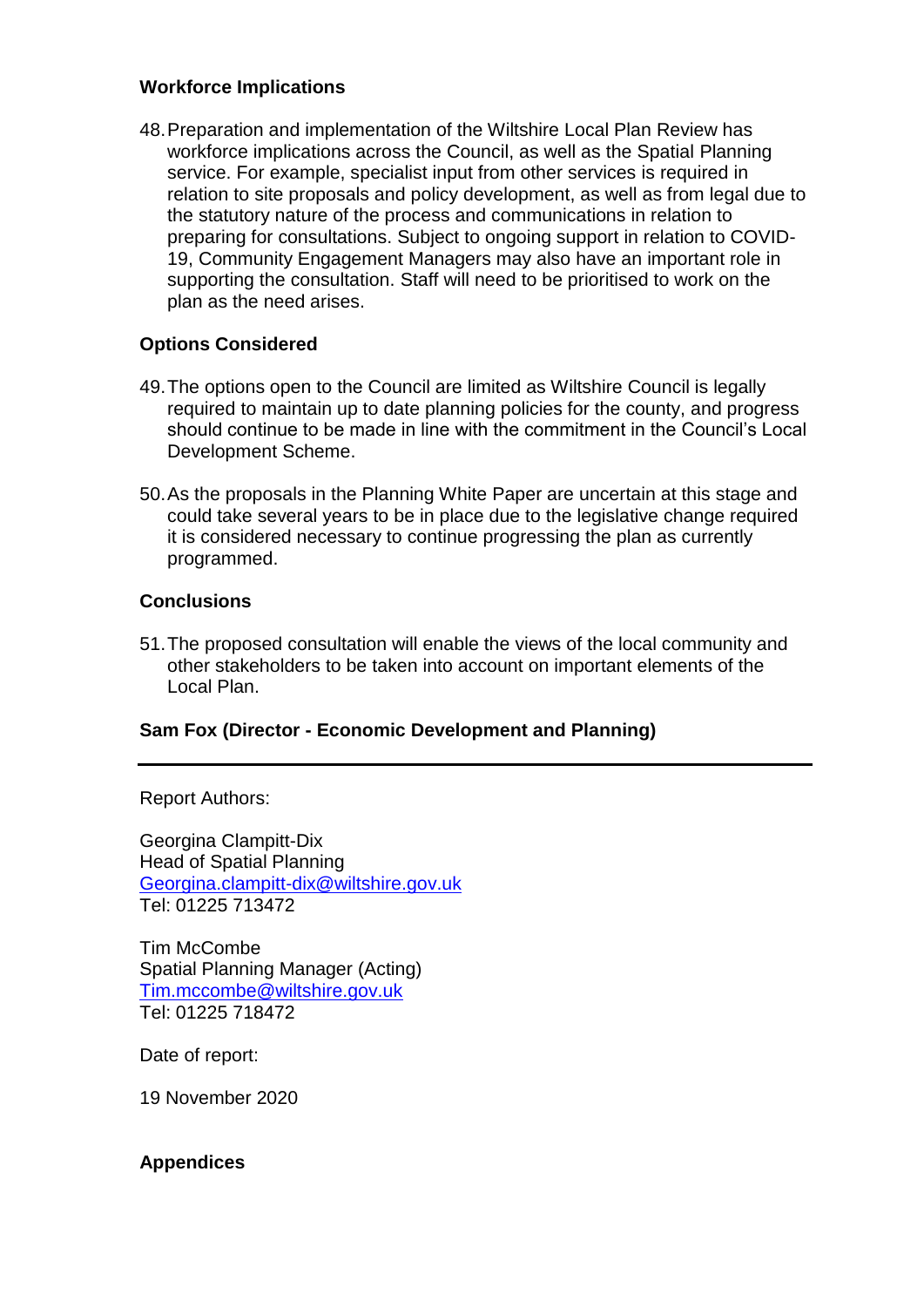**Workforce Implications**

48. Preparation and implementation of the Wiltshire Local Plan Review has workforce implications across the Council, as well as the Spatial Planning service. For example, specialist input from other services is required in relation to site proposals and policy development, as well as from legal due to the statutory nature of the process and communications in relation to preparing for consultations. Subject to ongoing support in relation to COVID-19, Community Engagement Managers may also have an important role in supporting the consultation. Staff will need to be prioritised to work on the plan as the need arises.

**Options Considered**

49. The options open to the Council are limited as Wiltshire Council is legally required to maintain up to date planning policies for the county, and progress should continue to be made in line with the commitment in the Council's Local Development Scheme.

50. As the proposals in the Planning White Paper are uncertain at this stage and could take several years to be in place due to the legislative change required it is considered necessary to continue progressing the plan as currently programmed.

**Conclusions**

51. The proposed consultation will enable the views of the local community and other stakeholders to be taken into account on important elements of the Local Plan.

**Sam Fox (Director - Economic Development and Planning)**

---

Report Authors:

Georgina Clampitt-Dix
Head of Spatial Planning
Georgina.clampitt-dix@wiltshire.gov.uk
Tel: 01225 713472

Tim McCombe
Spatial Planning Manager (Acting)
Tim.mccombe@wiltshire.gov.uk
Tel: 01225 718472

Date of report:

19 November 2020

**Appendices**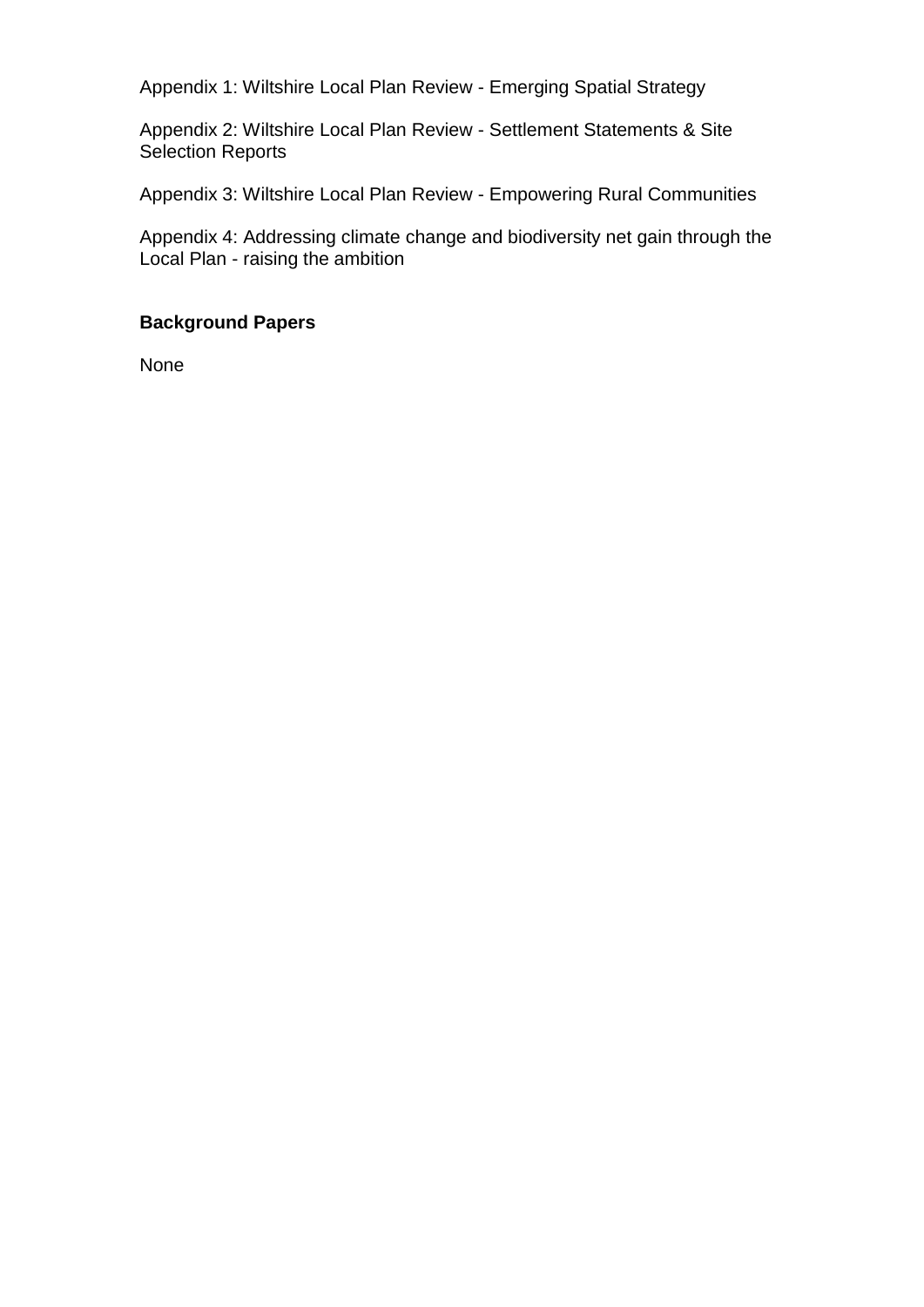Appendix 1: Wiltshire Local Plan Review - Emerging Spatial Strategy

Appendix 2: Wiltshire Local Plan Review - Settlement Statements & Site Selection Reports

Appendix 3: Wiltshire Local Plan Review - Empowering Rural Communities

Appendix 4: Addressing climate change and biodiversity net gain through the Local Plan - raising the ambition

**Background Papers**

None